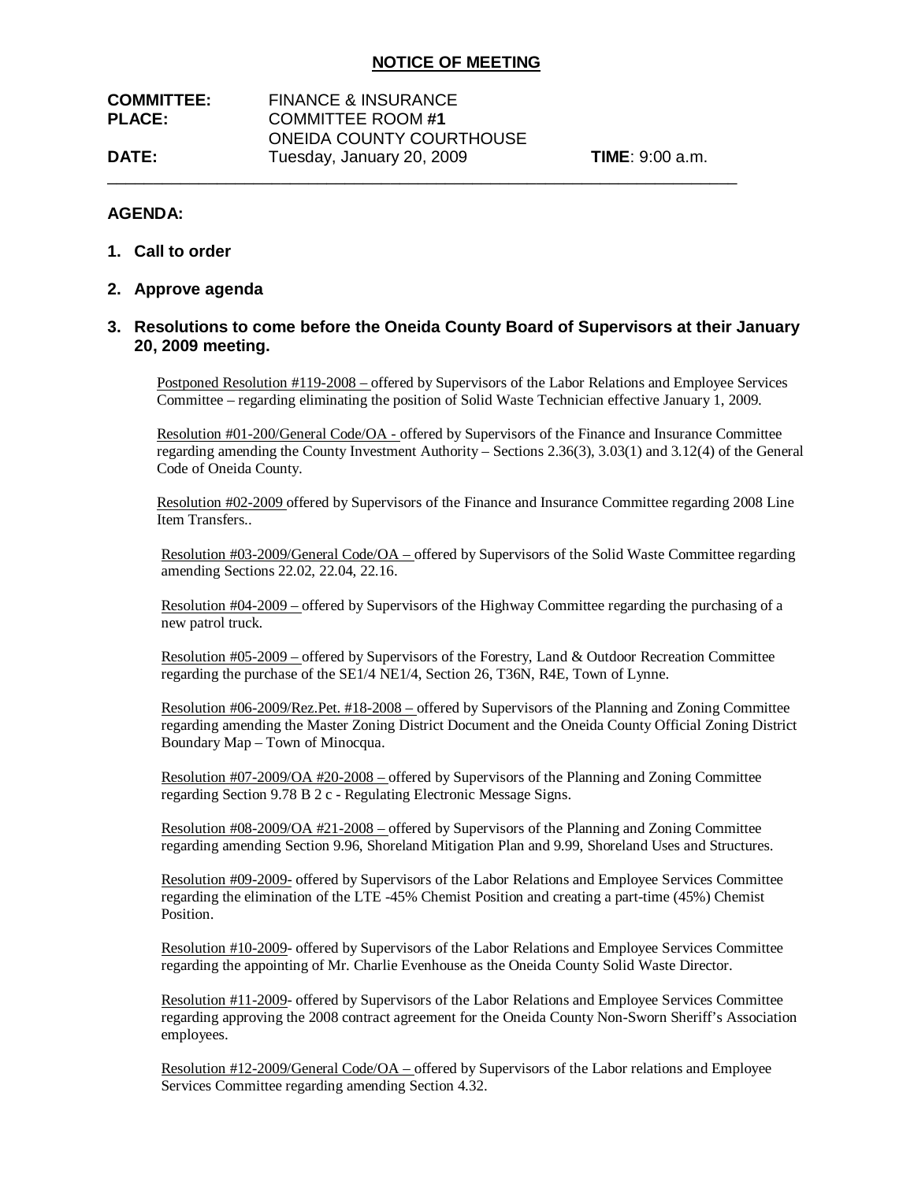## NOTICE OF MEETING

**COMMITTEE:** FINANCE & INSURANCE
**PLACE:** COMMITTEE ROOM **#1**
ONEIDA COUNTY COURTHOUSE
**DATE:** Tuesday, January 20, 2009 **TIME**: 9:00 a.m.

---

**AGENDA:**

1. **Call to order**

2. **Approve agenda**

3. **Resolutions to come before the Oneida County Board of Supervisors at their January 20, 2009 meeting.**

<u>Postponed Resolution #119-2008 –</u> offered by Supervisors of the Labor Relations and Employee Services Committee – regarding eliminating the position of Solid Waste Technician effective January 1, 2009.

<u>Resolution #01-200/General Code/OA -</u> offered by Supervisors of the Finance and Insurance Committee regarding amending the County Investment Authority – Sections 2.36(3), 3.03(1) and 3.12(4) of the General Code of Oneida County.

<u>Resolution #02-2009</u> offered by Supervisors of the Finance and Insurance Committee regarding 2008 Line Item Transfers..

<u>Resolution #03-2009/General Code/OA –</u> offered by Supervisors of the Solid Waste Committee regarding amending Sections 22.02, 22.04, 22.16.

<u>Resolution #04-2009 –</u> offered by Supervisors of the Highway Committee regarding the purchasing of a new patrol truck.

<u>Resolution #05-2009 –</u> offered by Supervisors of the Forestry, Land & Outdoor Recreation Committee regarding the purchase of the SE1/4 NE1/4, Section 26, T36N, R4E, Town of Lynne.

<u>Resolution #06-2009/Rez.Pet. #18-2008 –</u> offered by Supervisors of the Planning and Zoning Committee regarding amending the Master Zoning District Document and the Oneida County Official Zoning District Boundary Map – Town of Minocqua.

<u>Resolution #07-2009/OA #20-2008 –</u> offered by Supervisors of the Planning and Zoning Committee regarding Section 9.78 B 2 c - Regulating Electronic Message Signs.

<u>Resolution #08-2009/OA #21-2008 –</u> offered by Supervisors of the Planning and Zoning Committee regarding amending Section 9.96, Shoreland Mitigation Plan and 9.99, Shoreland Uses and Structures.

<u>Resolution #09-2009-</u> offered by Supervisors of the Labor Relations and Employee Services Committee regarding the elimination of the LTE -45% Chemist Position and creating a part-time (45%) Chemist Position.

<u>Resolution #10-2009</u>- offered by Supervisors of the Labor Relations and Employee Services Committee regarding the appointing of Mr. Charlie Evenhouse as the Oneida County Solid Waste Director.

<u>Resolution #11-2009</u>- offered by Supervisors of the Labor Relations and Employee Services Committee regarding approving the 2008 contract agreement for the Oneida County Non-Sworn Sheriff's Association employees.

<u>Resolution #12-2009/General Code/OA –</u> offered by Supervisors of the Labor relations and Employee Services Committee regarding amending Section 4.32.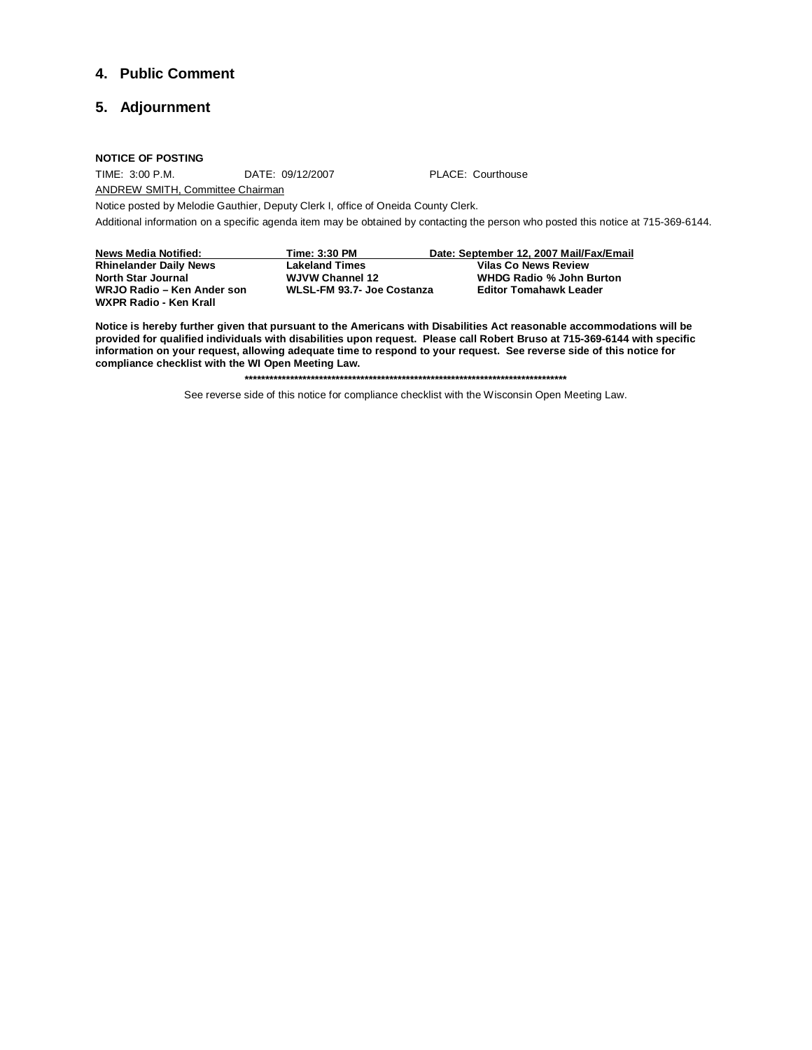## 4. Public Comment

## 5. Adjournment

**NOTICE OF POSTING**

TIME: 3:00 P.M. DATE: 09/12/2007 PLACE: Courthouse

ANDREW SMITH, Committee Chairman

Notice posted by Melodie Gauthier, Deputy Clerk I, office of Oneida County Clerk.

Additional information on a specific agenda item may be obtained by contacting the person who posted this notice at 715-369-6144.

| **News Media Notified:** | **Time: 3:30 PM** | **Date: September 12, 2007 Mail/Fax/Email** |
|---|---|---|
| **Rhinelander Daily News** | **Lakeland Times** | **Vilas Co News Review** |
| **North Star Journal** | **WJVW Channel 12** | **WHDG Radio % John Burton** |
| **WRJO Radio – Ken Ander son** | **WLSL-FM 93.7- Joe Costanza** | **Editor Tomahawk Leader** |
| **WXPR Radio - Ken Krall** | | |

**Notice is hereby further given that pursuant to the Americans with Disabilities Act reasonable accommodations will be provided for qualified individuals with disabilities upon request. Please call Robert Bruso at 715-369-6144 with specific information on your request, allowing adequate time to respond to your request. See reverse side of this notice for compliance checklist with the WI Open Meeting Law.**

**\*\*\*\*\*\*\*\*\*\*\*\*\*\*\*\*\*\*\*\*\*\*\*\*\*\*\*\*\*\*\*\*\*\*\*\*\*\*\*\*\*\*\*\*\*\*\*\*\*\*\*\*\*\*\*\*\*\*\*\*\*\*\*\*\*\*\*\*\*\*\*\*\*\*\*\*\*\*\***

See reverse side of this notice for compliance checklist with the Wisconsin Open Meeting Law.